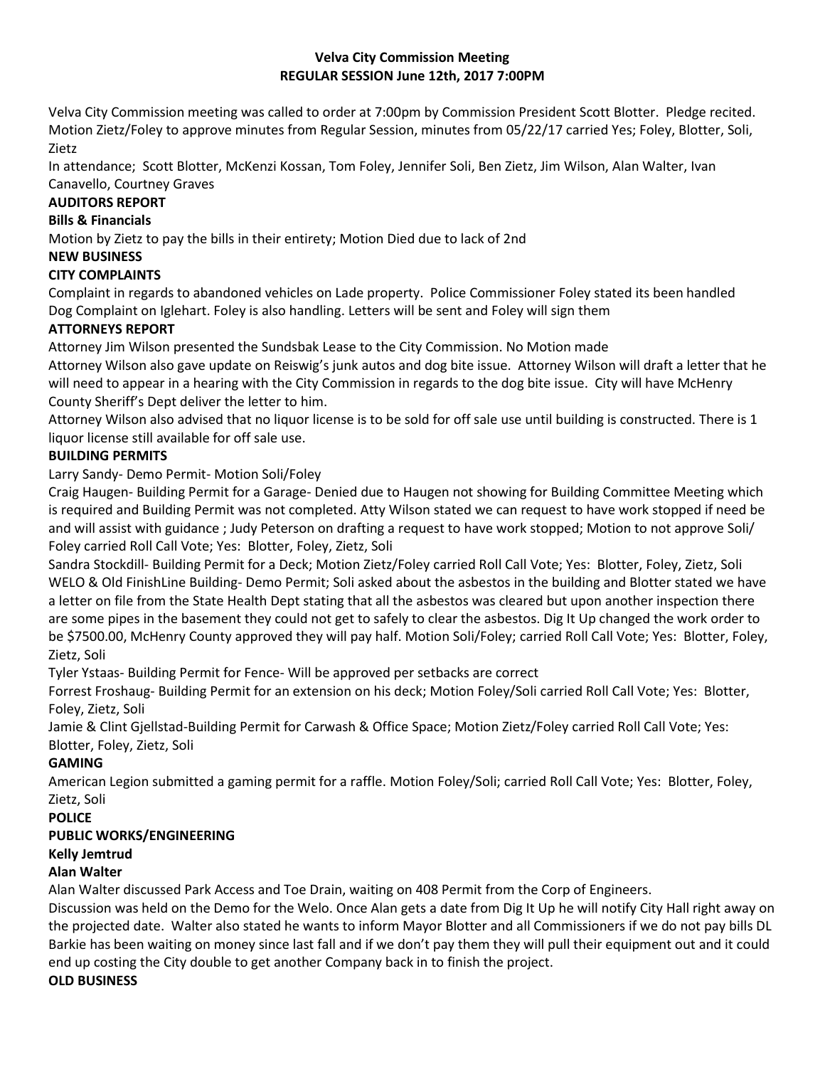# Velva City Commission Meeting
## REGULAR SESSION June 12th, 2017 7:00PM

Velva City Commission meeting was called to order at 7:00pm by Commission President Scott Blotter. Pledge recited. Motion Zietz/Foley to approve minutes from Regular Session, minutes from 05/22/17 carried Yes; Foley, Blotter, Soli, Zietz

In attendance; Scott Blotter, McKenzi Kossan, Tom Foley, Jennifer Soli, Ben Zietz, Jim Wilson, Alan Walter, Ivan Canavello, Courtney Graves

**AUDITORS REPORT**

**Bills & Financials**

Motion by Zietz to pay the bills in their entirety; Motion Died due to lack of 2nd

**NEW BUSINESS**

**CITY COMPLAINTS**

Complaint in regards to abandoned vehicles on Lade property. Police Commissioner Foley stated its been handled

Dog Complaint on Iglehart. Foley is also handling. Letters will be sent and Foley will sign them

**ATTORNEYS REPORT**

Attorney Jim Wilson presented the Sundsbak Lease to the City Commission. No Motion made

Attorney Wilson also gave update on Reiswig's junk autos and dog bite issue. Attorney Wilson will draft a letter that he will need to appear in a hearing with the City Commission in regards to the dog bite issue. City will have McHenry County Sheriff's Dept deliver the letter to him.

Attorney Wilson also advised that no liquor license is to be sold for off sale use until building is constructed. There is 1 liquor license still available for off sale use.

**BUILDING PERMITS**

Larry Sandy- Demo Permit- Motion Soli/Foley

Craig Haugen- Building Permit for a Garage- Denied due to Haugen not showing for Building Committee Meeting which is required and Building Permit was not completed. Atty Wilson stated we can request to have work stopped if need be and will assist with guidance ; Judy Peterson on drafting a request to have work stopped; Motion to not approve Soli/ Foley carried Roll Call Vote; Yes: Blotter, Foley, Zietz, Soli

Sandra Stockdill- Building Permit for a Deck; Motion Zietz/Foley carried Roll Call Vote; Yes: Blotter, Foley, Zietz, Soli

WELO & Old FinishLine Building- Demo Permit; Soli asked about the asbestos in the building and Blotter stated we have a letter on file from the State Health Dept stating that all the asbestos was cleared but upon another inspection there are some pipes in the basement they could not get to safely to clear the asbestos. Dig It Up changed the work order to be $7500.00, McHenry County approved they will pay half. Motion Soli/Foley; carried Roll Call Vote; Yes: Blotter, Foley, Zietz, Soli

Tyler Ystaas- Building Permit for Fence- Will be approved per setbacks are correct

Forrest Froshaug- Building Permit for an extension on his deck; Motion Foley/Soli carried Roll Call Vote; Yes: Blotter, Foley, Zietz, Soli

Jamie & Clint Gjellstad-Building Permit for Carwash & Office Space; Motion Zietz/Foley carried Roll Call Vote; Yes: Blotter, Foley, Zietz, Soli

**GAMING**

American Legion submitted a gaming permit for a raffle. Motion Foley/Soli; carried Roll Call Vote; Yes: Blotter, Foley, Zietz, Soli

**POLICE**

**PUBLIC WORKS/ENGINEERING**

**Kelly Jemtrud**

**Alan Walter**

Alan Walter discussed Park Access and Toe Drain, waiting on 408 Permit from the Corp of Engineers.

Discussion was held on the Demo for the Welo. Once Alan gets a date from Dig It Up he will notify City Hall right away on the projected date. Walter also stated he wants to inform Mayor Blotter and all Commissioners if we do not pay bills DL Barkie has been waiting on money since last fall and if we don't pay them they will pull their equipment out and it could end up costing the City double to get another Company back in to finish the project.

**OLD BUSINESS**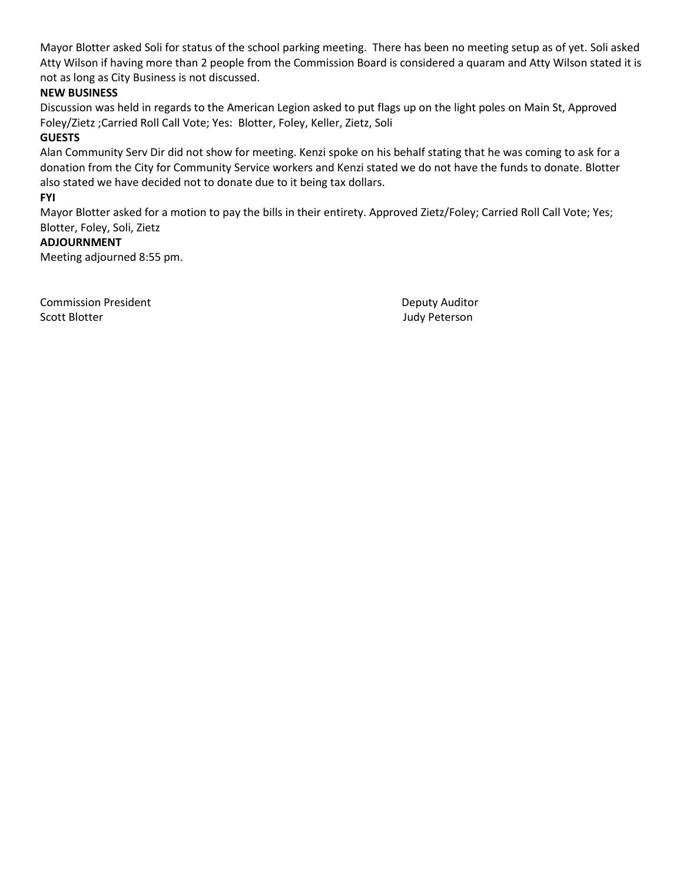Mayor Blotter asked Soli for status of the school parking meeting. There has been no meeting setup as of yet. Soli asked Atty Wilson if having more than 2 people from the Commission Board is considered a quaram and Atty Wilson stated it is not as long as City Business is not discussed.

**NEW BUSINESS**

Discussion was held in regards to the American Legion asked to put flags up on the light poles on Main St, Approved Foley/Zietz ;Carried Roll Call Vote; Yes: Blotter, Foley, Keller, Zietz, Soli

**GUESTS**

Alan Community Serv Dir did not show for meeting. Kenzi spoke on his behalf stating that he was coming to ask for a donation from the City for Community Service workers and Kenzi stated we do not have the funds to donate. Blotter also stated we have decided not to donate due to it being tax dollars.

**FYI**

Mayor Blotter asked for a motion to pay the bills in their entirety. Approved Zietz/Foley; Carried Roll Call Vote; Yes; Blotter, Foley, Soli, Zietz

**ADJOURNMENT**

Meeting adjourned 8:55 pm.

Commission President
Scott Blotter

Deputy Auditor
Judy Peterson